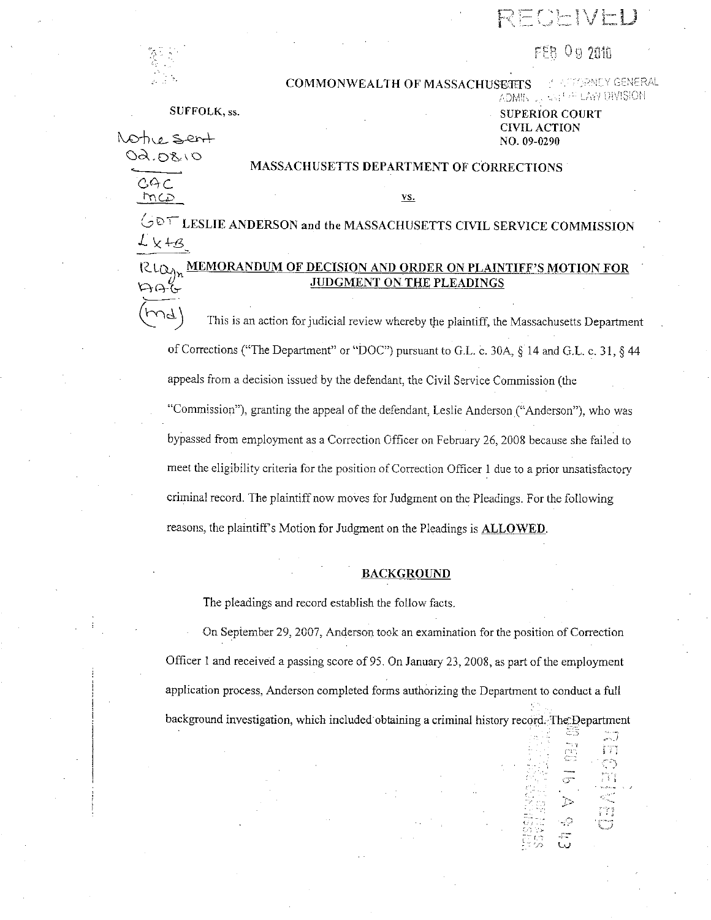COMMONWEALTH OF MASSACHUSETTS

SUFFOLK, ss.

SUPERIOR COURT
CIVIL ACTION
NO. 09-0290

MASSACHUSETTS DEPARTMENT OF CORRECTIONS

vs.

LESLIE ANDERSON and the MASSACHUSETTS CIVIL SERVICE COMMISSION

## MEMORANDUM OF DECISION AND ORDER ON PLAINTIFF'S MOTION FOR JUDGMENT ON THE PLEADINGS

This is an action for judicial review whereby the plaintiff, the Massachusetts Department of Corrections ("The Department" or "DOC") pursuant to G.L. c. 30A, § 14 and G.L. c. 31, § 44 appeals from a decision issued by the defendant, the Civil Service Commission (the "Commission"), granting the appeal of the defendant, Leslie Anderson ("Anderson"), who was bypassed from employment as a Correction Officer on February 26, 2008 because she failed to meet the eligibility criteria for the position of Correction Officer 1 due to a prior unsatisfactory criminal record. The plaintiff now moves for Judgment on the Pleadings. For the following reasons, the plaintiff's Motion for Judgment on the Pleadings is **ALLOWED**.

## BACKGROUND

The pleadings and record establish the follow facts.

On September 29, 2007, Anderson took an examination for the position of Correction Officer 1 and received a passing score of 95. On January 23, 2008, as part of the employment application process, Anderson completed forms authorizing the Department to conduct a full background investigation, which included obtaining a criminal history record. The Department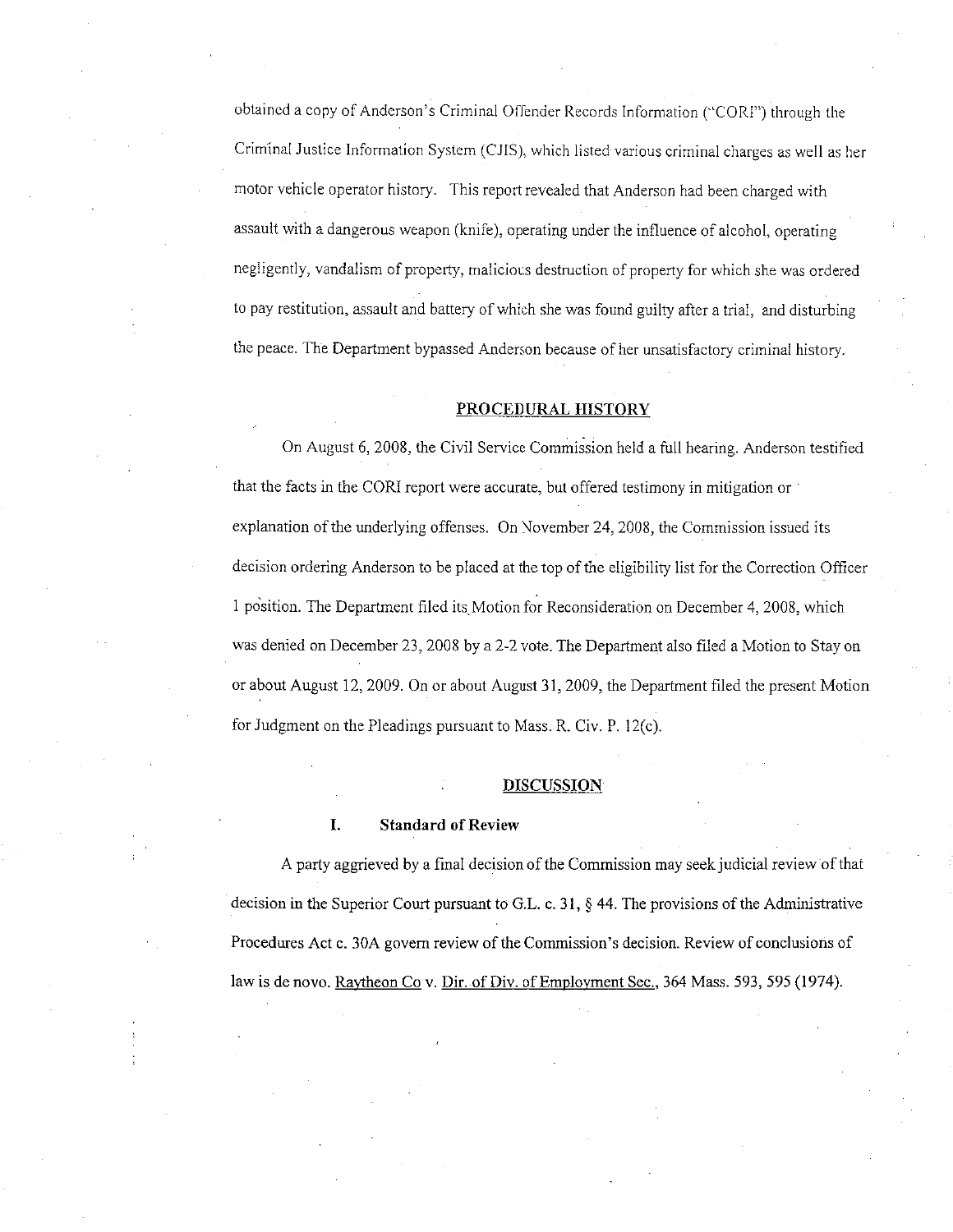obtained a copy of Anderson's Criminal Offender Records Information ("CORI") through the Criminal Justice Information System (CJIS), which listed various criminal charges as well as her motor vehicle operator history. This report revealed that Anderson had been charged with assault with a dangerous weapon (knife), operating under the influence of alcohol, operating negligently, vandalism of property, malicious destruction of property for which she was ordered to pay restitution, assault and battery of which she was found guilty after a trial, and disturbing the peace. The Department bypassed Anderson because of her unsatisfactory criminal history.

## PROCEDURAL HISTORY

On August 6, 2008, the Civil Service Commission held a full hearing. Anderson testified that the facts in the CORI report were accurate, but offered testimony in mitigation or explanation of the underlying offenses. On November 24, 2008, the Commission issued its decision ordering Anderson to be placed at the top of the eligibility list for the Correction Officer 1 position. The Department filed its Motion for Reconsideration on December 4, 2008, which was denied on December 23, 2008 by a 2-2 vote. The Department also filed a Motion to Stay on or about August 12, 2009. On or about August 31, 2009, the Department filed the present Motion for Judgment on the Pleadings pursuant to Mass. R. Civ. P. 12(c).

## DISCUSSION

### I. Standard of Review

A party aggrieved by a final decision of the Commission may seek judicial review of that decision in the Superior Court pursuant to G.L. c. 31, § 44. The provisions of the Administrative Procedures Act c. 30A govern review of the Commission's decision. Review of conclusions of law is de novo. Raytheon Co v. Dir. of Div. of Employment Sec., 364 Mass. 593, 595 (1974).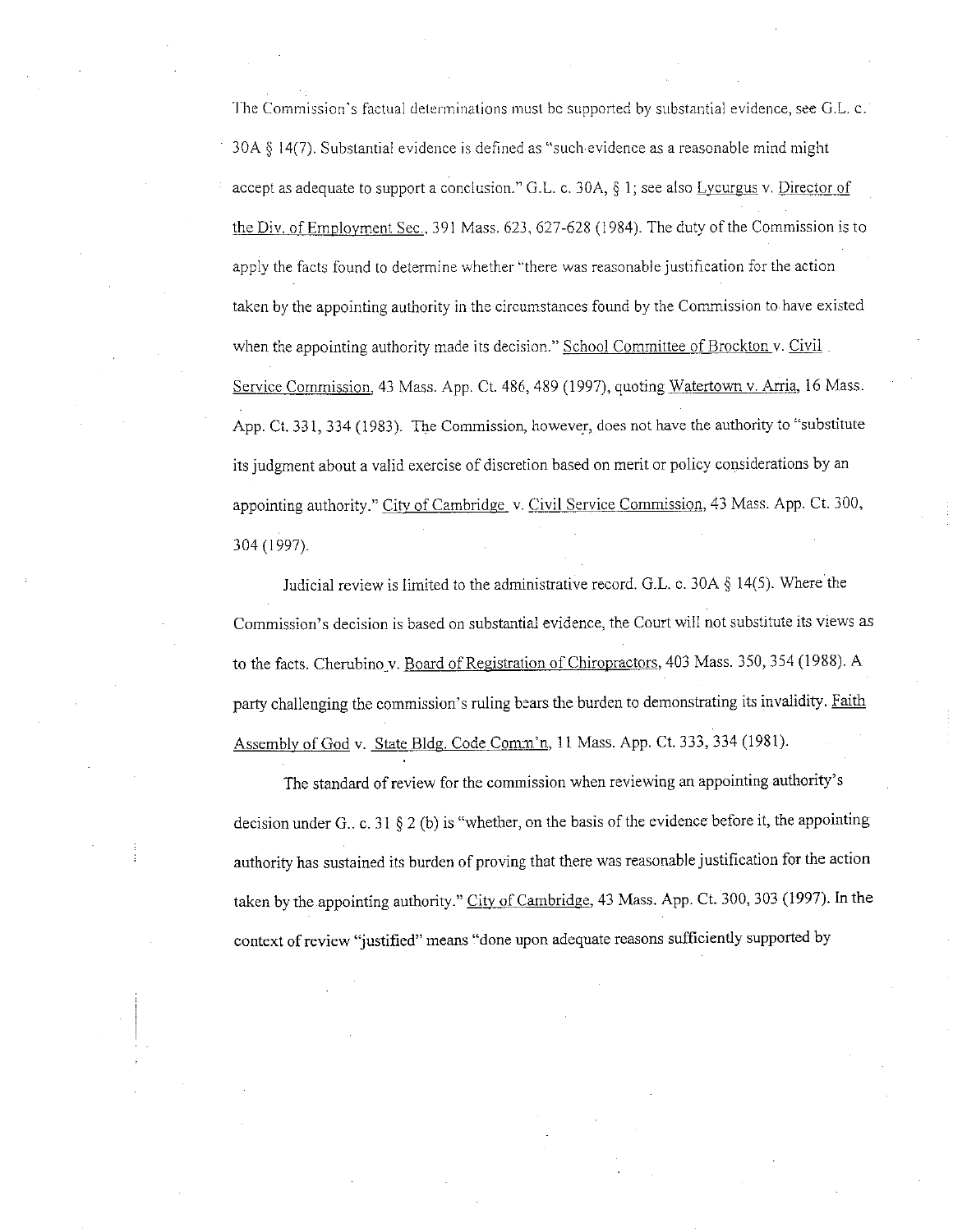The Commission's factual determinations must be supported by substantial evidence, see G.L. c. 30A § 14(7). Substantial evidence is defined as "such evidence as a reasonable mind might accept as adequate to support a conclusion." G.L. c. 30A, § 1; see also Lycurgus v. Director of the Div. of Employment Sec., 391 Mass. 623, 627-628 (1984). The duty of the Commission is to apply the facts found to determine whether "there was reasonable justification for the action taken by the appointing authority in the circumstances found by the Commission to have existed when the appointing authority made its decision." School Committee of Brockton v. Civil Service Commission, 43 Mass. App. Ct. 486, 489 (1997), quoting Watertown v. Arria, 16 Mass. App. Ct. 331, 334 (1983). The Commission, however, does not have the authority to "substitute its judgment about a valid exercise of discretion based on merit or policy considerations by an appointing authority." City of Cambridge v. Civil Service Commission, 43 Mass. App. Ct. 300, 304 (1997).

Judicial review is limited to the administrative record. G.L. c. 30A § 14(5). Where the Commission's decision is based on substantial evidence, the Court will not substitute its views as to the facts. Cherubino v. Board of Registration of Chiropractors, 403 Mass. 350, 354 (1988). A party challenging the commission's ruling bears the burden to demonstrating its invalidity. Faith Assembly of God v. State Bldg. Code Comm'n, 11 Mass. App. Ct. 333, 334 (1981).

The standard of review for the commission when reviewing an appointing authority's decision under G.. c. 31 § 2 (b) is "whether, on the basis of the evidence before it, the appointing authority has sustained its burden of proving that there was reasonable justification for the action taken by the appointing authority." City of Cambridge, 43 Mass. App. Ct. 300, 303 (1997). In the context of review "justified" means "done upon adequate reasons sufficiently supported by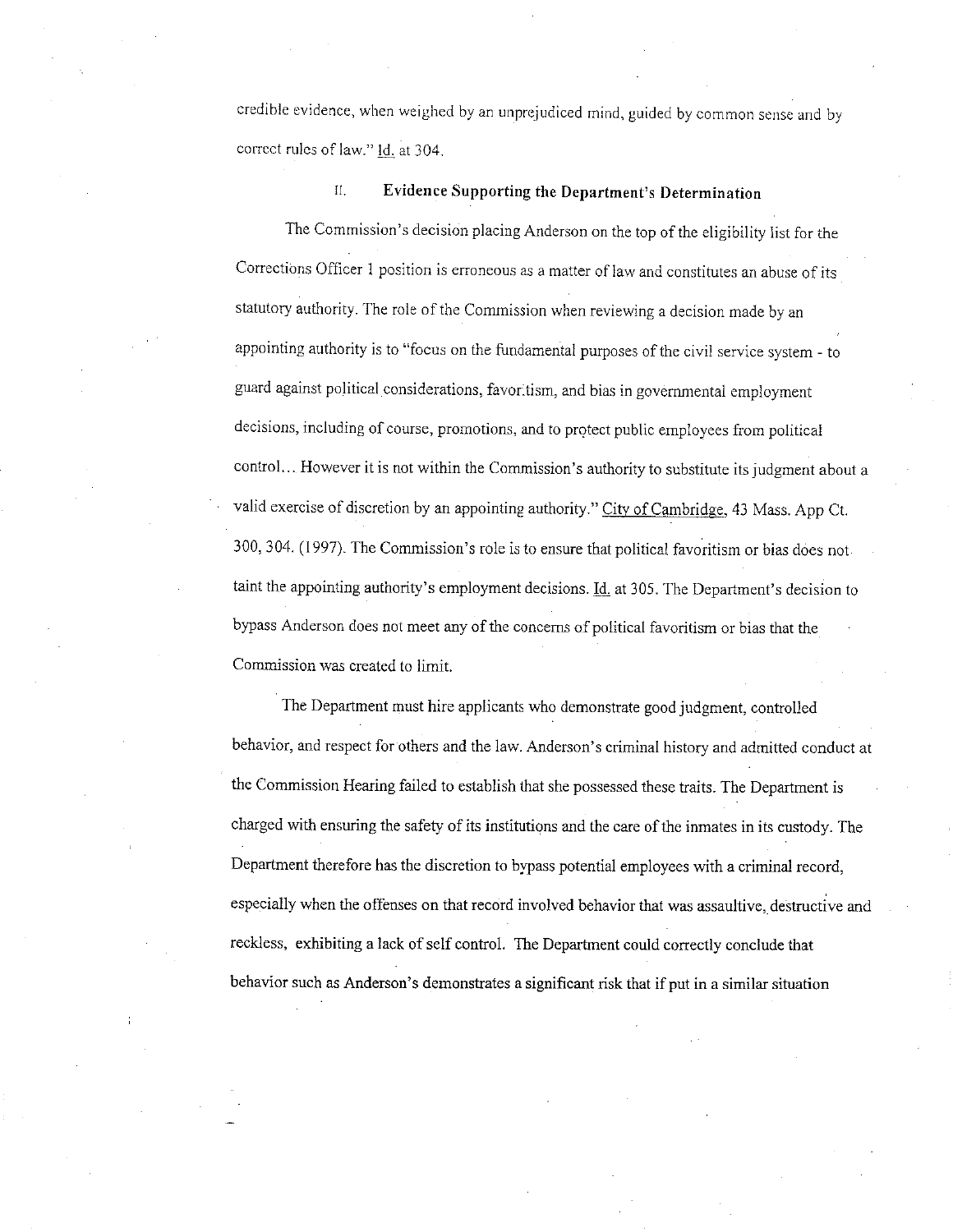credible evidence, when weighed by an unprejudiced mind, guided by common sense and by correct rules of law." Id. at 304.

### II. Evidence Supporting the Department's Determination

The Commission's decision placing Anderson on the top of the eligibility list for the Corrections Officer 1 position is erroneous as a matter of law and constitutes an abuse of its statutory authority. The role of the Commission when reviewing a decision made by an appointing authority is to "focus on the fundamental purposes of the civil service system - to guard against political considerations, favoritism, and bias in governmental employment decisions, including of course, promotions, and to protect public employees from political control... However it is not within the Commission's authority to substitute its judgment about a valid exercise of discretion by an appointing authority." City of Cambridge, 43 Mass. App Ct. 300, 304. (1997). The Commission's role is to ensure that political favoritism or bias does not taint the appointing authority's employment decisions. Id. at 305. The Department's decision to bypass Anderson does not meet any of the concerns of political favoritism or bias that the Commission was created to limit.

The Department must hire applicants who demonstrate good judgment, controlled behavior, and respect for others and the law. Anderson's criminal history and admitted conduct at the Commission Hearing failed to establish that she possessed these traits. The Department is charged with ensuring the safety of its institutions and the care of the inmates in its custody. The Department therefore has the discretion to bypass potential employees with a criminal record, especially when the offenses on that record involved behavior that was assaultive, destructive and reckless, exhibiting a lack of self control. The Department could correctly conclude that behavior such as Anderson's demonstrates a significant risk that if put in a similar situation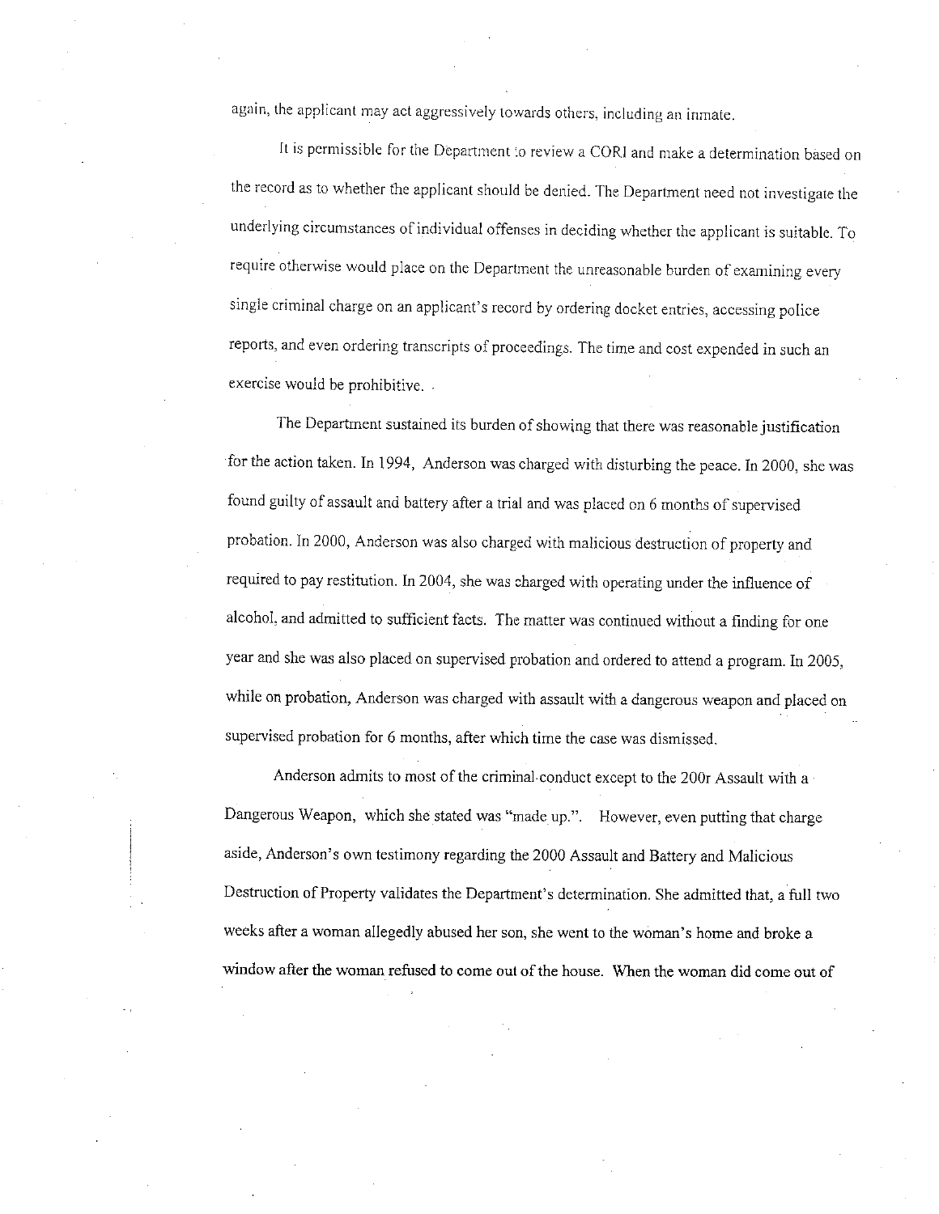again, the applicant may act aggressively towards others, including an inmate.

It is permissible for the Department to review a CORI and make a determination based on the record as to whether the applicant should be denied. The Department need not investigate the underlying circumstances of individual offenses in deciding whether the applicant is suitable. To require otherwise would place on the Department the unreasonable burden of examining every single criminal charge on an applicant's record by ordering docket entries, accessing police reports, and even ordering transcripts of proceedings. The time and cost expended in such an exercise would be prohibitive.

The Department sustained its burden of showing that there was reasonable justification for the action taken. In 1994, Anderson was charged with disturbing the peace. In 2000, she was found guilty of assault and battery after a trial and was placed on 6 months of supervised probation. In 2000, Anderson was also charged with malicious destruction of property and required to pay restitution. In 2004, she was charged with operating under the influence of alcohol, and admitted to sufficient facts. The matter was continued without a finding for one year and she was also placed on supervised probation and ordered to attend a program. In 2005, while on probation, Anderson was charged with assault with a dangerous weapon and placed on supervised probation for 6 months, after which time the case was dismissed.

Anderson admits to most of the criminal conduct except to the 200r Assault with a Dangerous Weapon, which she stated was "made up.". However, even putting that charge aside, Anderson's own testimony regarding the 2000 Assault and Battery and Malicious Destruction of Property validates the Department's determination. She admitted that, a full two weeks after a woman allegedly abused her son, she went to the woman's home and broke a window after the woman refused to come out of the house. When the woman did come out of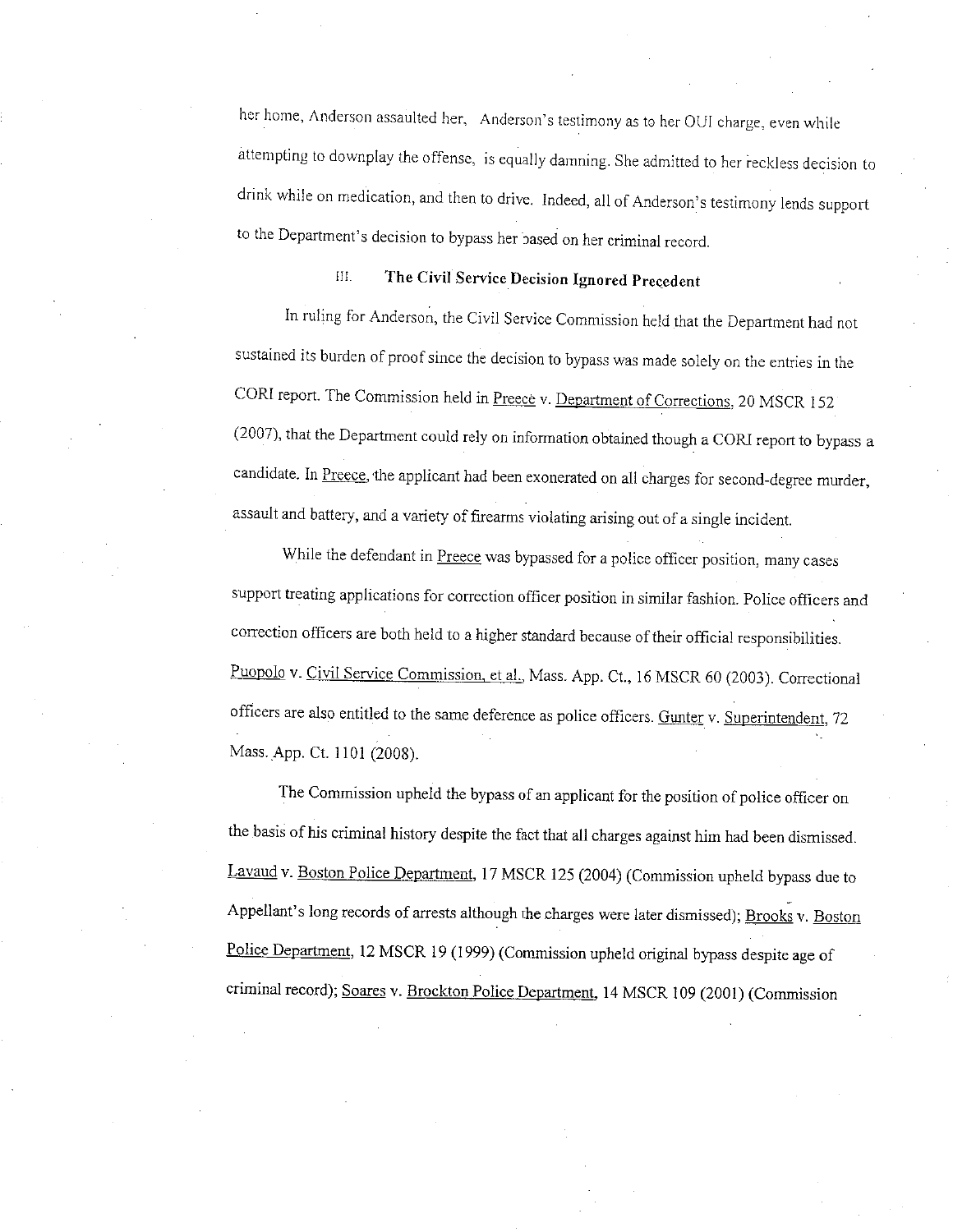her home, Anderson assaulted her. Anderson's testimony as to her OUI charge, even while attempting to downplay the offense, is equally damning. She admitted to her reckless decision to drink while on medication, and then to drive. Indeed, all of Anderson's testimony lends support to the Department's decision to bypass her based on her criminal record.

### III. The Civil Service Decision Ignored Precedent

In ruling for Anderson, the Civil Service Commission held that the Department had not sustained its burden of proof since the decision to bypass was made solely on the entries in the CORI report. The Commission held in Preece v. Department of Corrections, 20 MSCR 152 (2007), that the Department could rely on information obtained though a CORI report to bypass a candidate. In Preece, the applicant had been exonerated on all charges for second-degree murder, assault and battery, and a variety of firearms violating arising out of a single incident.

While the defendant in Preece was bypassed for a police officer position, many cases support treating applications for correction officer position in similar fashion. Police officers and correction officers are both held to a higher standard because of their official responsibilities. Puopolo v. Civil Service Commission, et al., Mass. App. Ct., 16 MSCR 60 (2003). Correctional officers are also entitled to the same deference as police officers. Gunter v. Superintendent, 72 Mass. App. Ct. 1101 (2008).

The Commission upheld the bypass of an applicant for the position of police officer on the basis of his criminal history despite the fact that all charges against him had been dismissed. Lavaud v. Boston Police Department, 17 MSCR 125 (2004) (Commission upheld bypass due to Appellant's long records of arrests although the charges were later dismissed); Brooks v. Boston Police Department, 12 MSCR 19 (1999) (Commission upheld original bypass despite age of criminal record); Soares v. Brockton Police Department, 14 MSCR 109 (2001) (Commission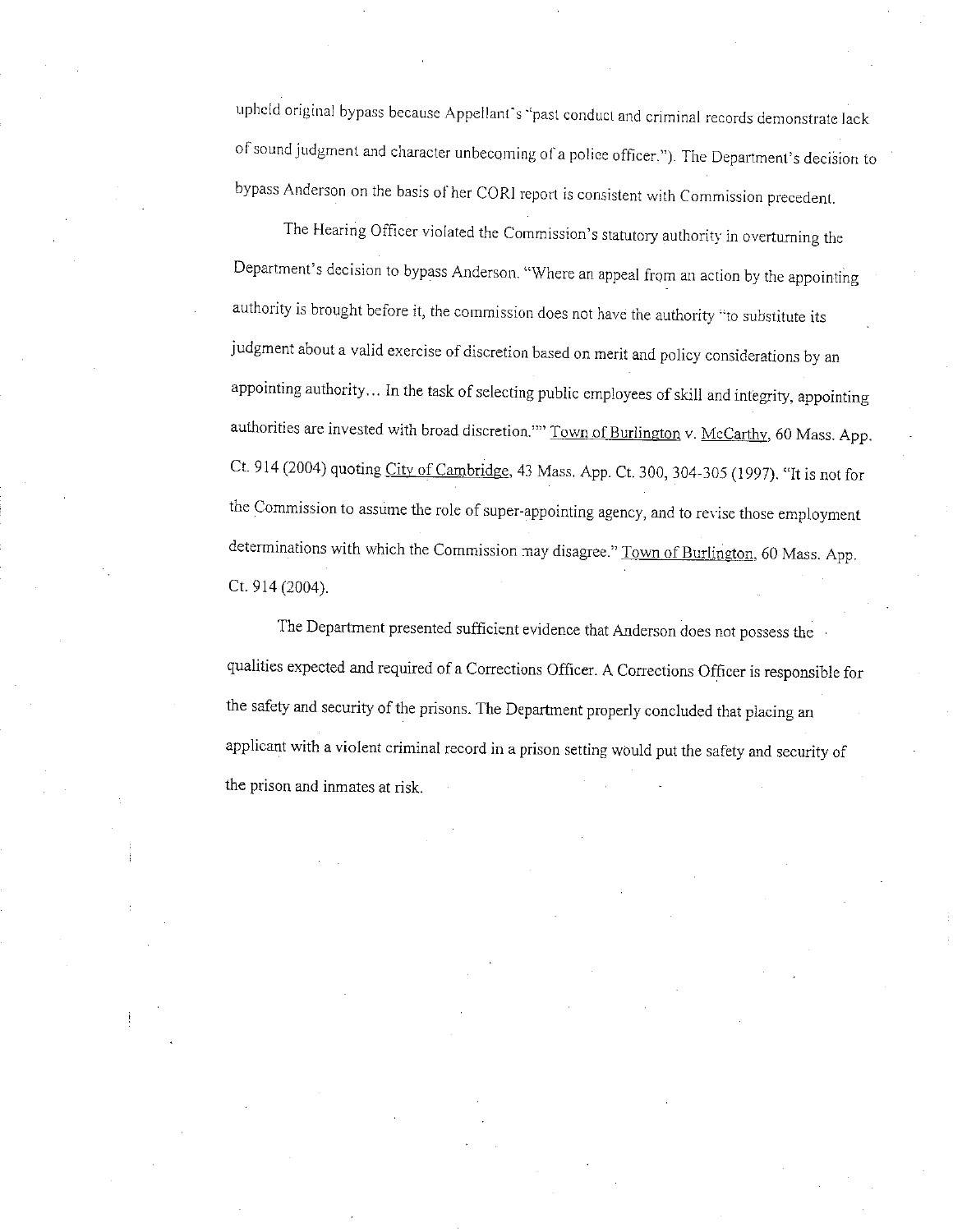upheld original bypass because Appellant's "past conduct and criminal records demonstrate lack of sound judgment and character unbecoming of a police officer."). The Department's decision to bypass Anderson on the basis of her CORI report is consistent with Commission precedent.

The Hearing Officer violated the Commission's statutory authority in overturning the Department's decision to bypass Anderson. "Where an appeal from an action by the appointing authority is brought before it, the commission does not have the authority "to substitute its judgment about a valid exercise of discretion based on merit and policy considerations by an appointing authority... In the task of selecting public employees of skill and integrity, appointing authorities are invested with broad discretion."" Town of Burlington v. McCarthy, 60 Mass. App. Ct. 914 (2004) quoting City of Cambridge, 43 Mass. App. Ct. 300, 304-305 (1997). "It is not for the Commission to assume the role of super-appointing agency, and to revise those employment determinations with which the Commission may disagree." Town of Burlington, 60 Mass. App. Ct. 914 (2004).

The Department presented sufficient evidence that Anderson does not possess the qualities expected and required of a Corrections Officer. A Corrections Officer is responsible for the safety and security of the prisons. The Department properly concluded that placing an applicant with a violent criminal record in a prison setting would put the safety and security of the prison and inmates at risk.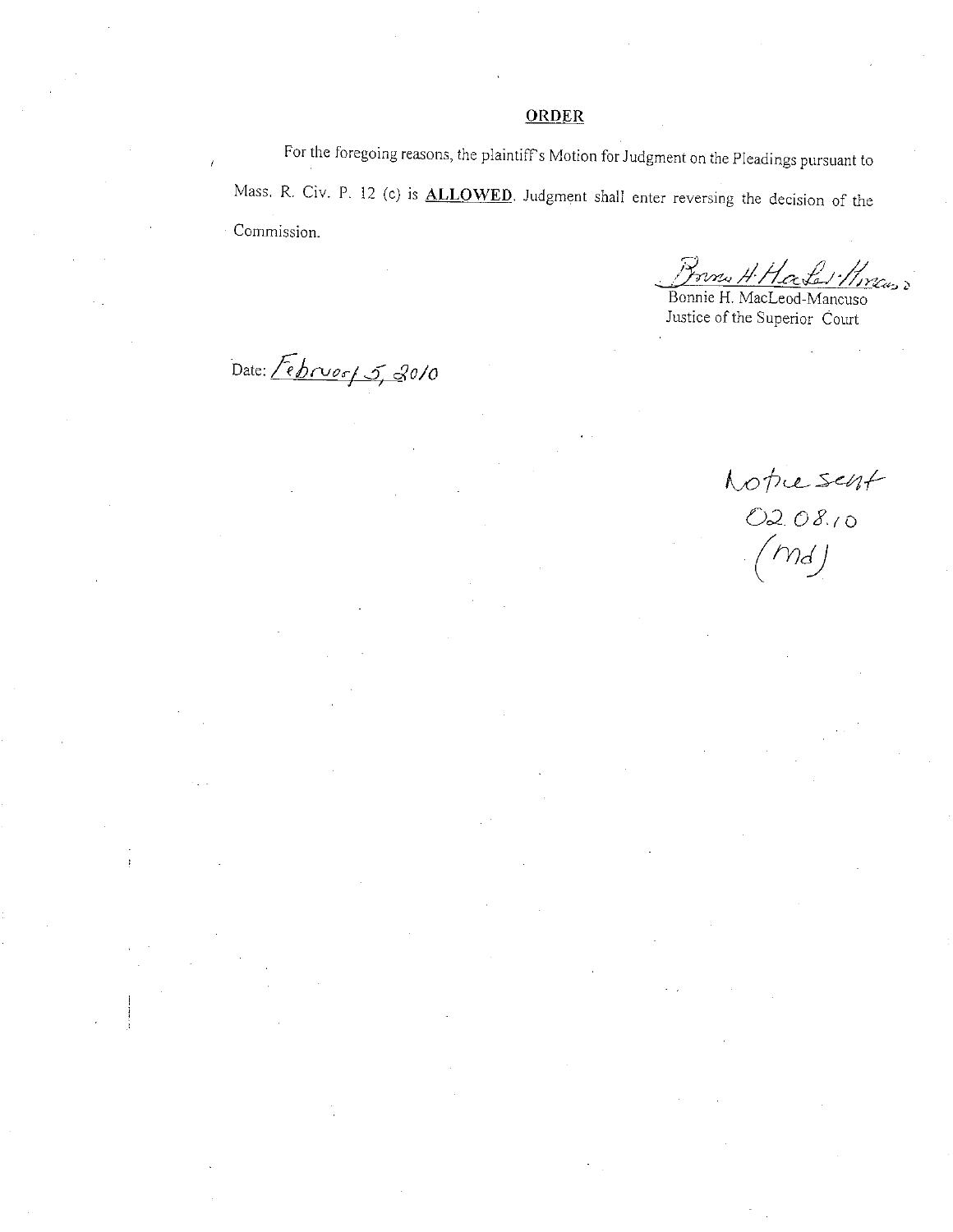## ORDER

For the foregoing reasons, the plaintiff's Motion for Judgment on the Pleadings pursuant to Mass. R. Civ. P. 12 (c) is **ALLOWED**. Judgment shall enter reversing the decision of the Commission.

Bonnie H. MacLeod-Mancuso
Justice of the Superior Court

Date: February 5, 2010

Notice sent
02.08.10
(md)